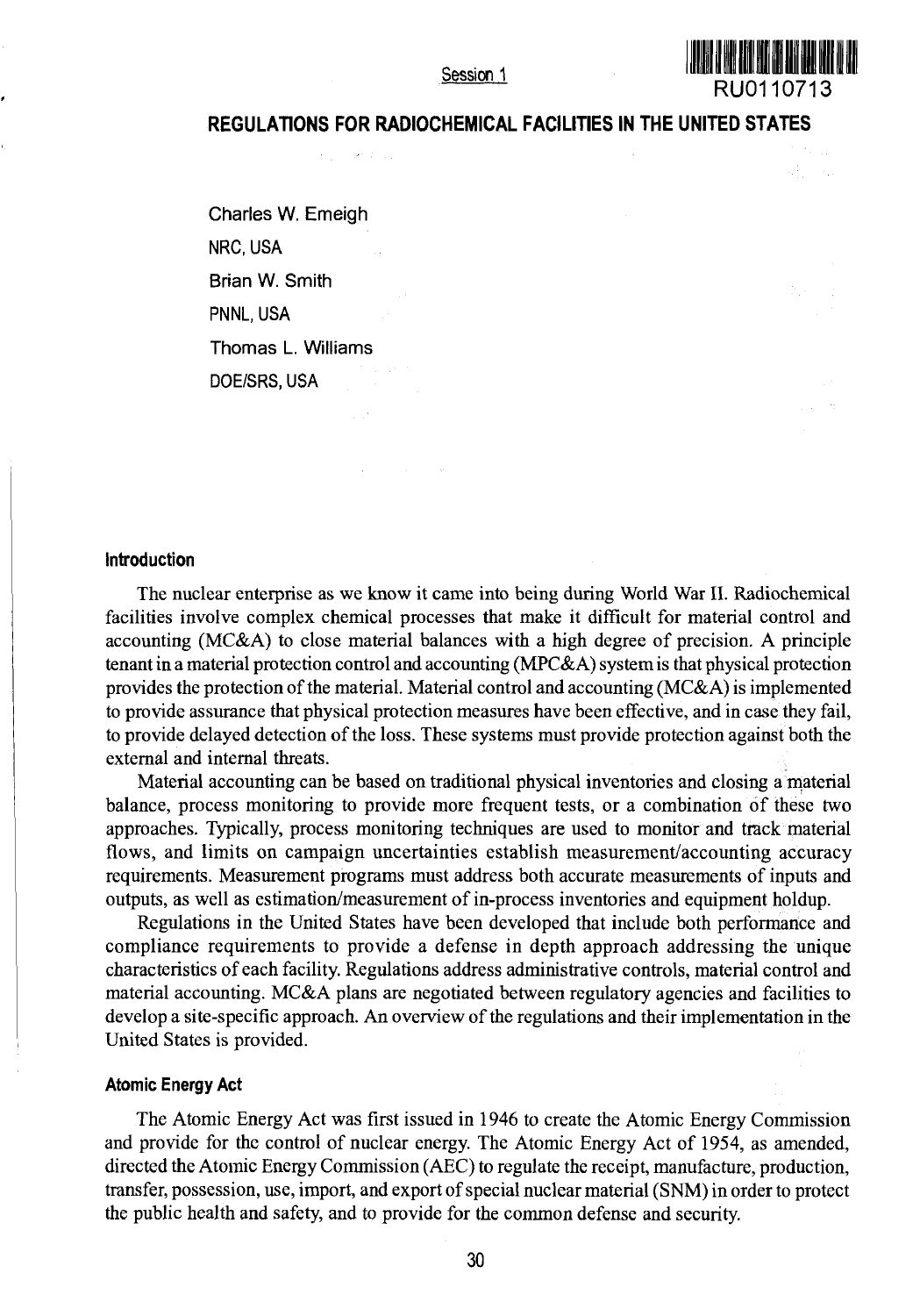# REGULATIONS FOR RADIOCHEMICAL FACILITIES IN THE UNITED STATES

Charles W. Emeigh
NRC, USA
Brian W. Smith
PNNL, USA
Thomas L. Williams
DOE/SRS, USA

## Introduction

The nuclear enterprise as we know it came into being during World War II. Radiochemical facilities involve complex chemical processes that make it difficult for material control and accounting (MC&A) to close material balances with a high degree of precision. A principle tenant in a material protection control and accounting (MPC&A) system is that physical protection provides the protection of the material. Material control and accounting (MC&A) is implemented to provide assurance that physical protection measures have been effective, and in case they fail, to provide delayed detection of the loss. These systems must provide protection against both the external and internal threats.

Material accounting can be based on traditional physical inventories and closing a material balance, process monitoring to provide more frequent tests, or a combination of these two approaches. Typically, process monitoring techniques are used to monitor and track material flows, and limits on campaign uncertainties establish measurement/accounting accuracy requirements. Measurement programs must address both accurate measurements of inputs and outputs, as well as estimation/measurement of in-process inventories and equipment holdup.

Regulations in the United States have been developed that include both performance and compliance requirements to provide a defense in depth approach addressing the unique characteristics of each facility. Regulations address administrative controls, material control and material accounting. MC&A plans are negotiated between regulatory agencies and facilities to develop a site-specific approach. An overview of the regulations and their implementation in the United States is provided.

## Atomic Energy Act

The Atomic Energy Act was first issued in 1946 to create the Atomic Energy Commission and provide for the control of nuclear energy. The Atomic Energy Act of 1954, as amended, directed the Atomic Energy Commission (AEC) to regulate the receipt, manufacture, production, transfer, possession, use, import, and export of special nuclear material (SNM) in order to protect the public health and safety, and to provide for the common defense and security.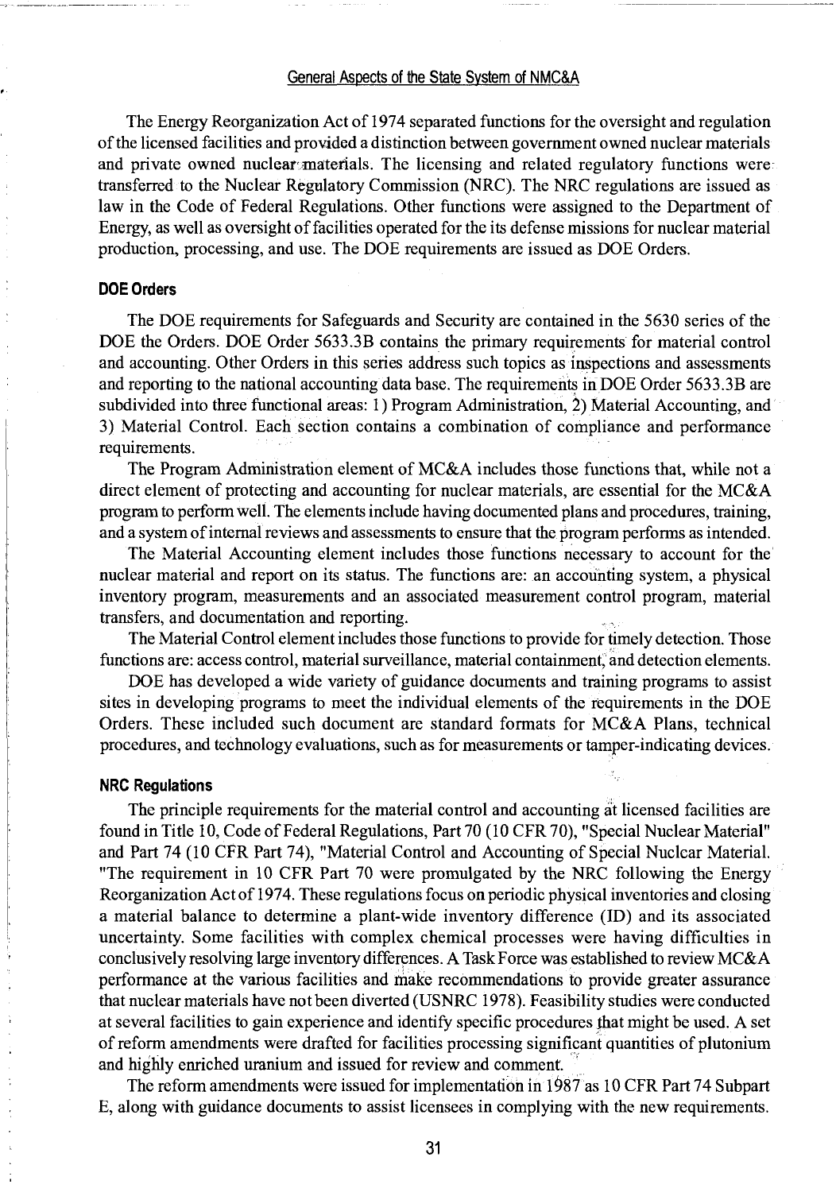## General Aspects of the State System of NMC&A

The Energy Reorganization Act of 1974 separated functions for the oversight and regulation of the licensed facilities and provided a distinction between government owned nuclear materials and private owned nuclear materials. The licensing and related regulatory functions were transferred to the Nuclear Regulatory Commission (NRC). The NRC regulations are issued as law in the Code of Federal Regulations. Other functions were assigned to the Department of Energy, as well as oversight of facilities operated for the its defense missions for nuclear material production, processing, and use. The DOE requirements are issued as DOE Orders.

### DOE Orders

The DOE requirements for Safeguards and Security are contained in the 5630 series of the DOE the Orders. DOE Order 5633.3B contains the primary requirements for material control and accounting. Other Orders in this series address such topics as inspections and assessments and reporting to the national accounting data base. The requirements in DOE Order 5633.3B are subdivided into three functional areas: 1) Program Administration, 2) Material Accounting, and 3) Material Control. Each section contains a combination of compliance and performance requirements.

The Program Administration element of MC&A includes those functions that, while not a direct element of protecting and accounting for nuclear materials, are essential for the MC&A program to perform well. The elements include having documented plans and procedures, training, and a system of internal reviews and assessments to ensure that the program performs as intended.

The Material Accounting element includes those functions necessary to account for the nuclear material and report on its status. The functions are: an accounting system, a physical inventory program, measurements and an associated measurement control program, material transfers, and documentation and reporting.

The Material Control element includes those functions to provide for timely detection. Those functions are: access control, material surveillance, material containment, and detection elements.

DOE has developed a wide variety of guidance documents and training programs to assist sites in developing programs to meet the individual elements of the requirements in the DOE Orders. These included such document are standard formats for MC&A Plans, technical procedures, and technology evaluations, such as for measurements or tamper-indicating devices.

### NRC Regulations

The principle requirements for the material control and accounting at licensed facilities are found in Title 10, Code of Federal Regulations, Part 70 (10 CFR 70), "Special Nuclear Material" and Part 74 (10 CFR Part 74), "Material Control and Accounting of Special Nuclear Material. "The requirement in 10 CFR Part 70 were promulgated by the NRC following the Energy Reorganization Act of 1974. These regulations focus on periodic physical inventories and closing a material balance to determine a plant-wide inventory difference (ID) and its associated uncertainty. Some facilities with complex chemical processes were having difficulties in conclusively resolving large inventory differences. A Task Force was established to review MC&A performance at the various facilities and make recommendations to provide greater assurance that nuclear materials have not been diverted (USNRC 1978). Feasibility studies were conducted at several facilities to gain experience and identify specific procedures that might be used. A set of reform amendments were drafted for facilities processing significant quantities of plutonium and highly enriched uranium and issued for review and comment.

The reform amendments were issued for implementation in 1987 as 10 CFR Part 74 Subpart E, along with guidance documents to assist licensees in complying with the new requirements.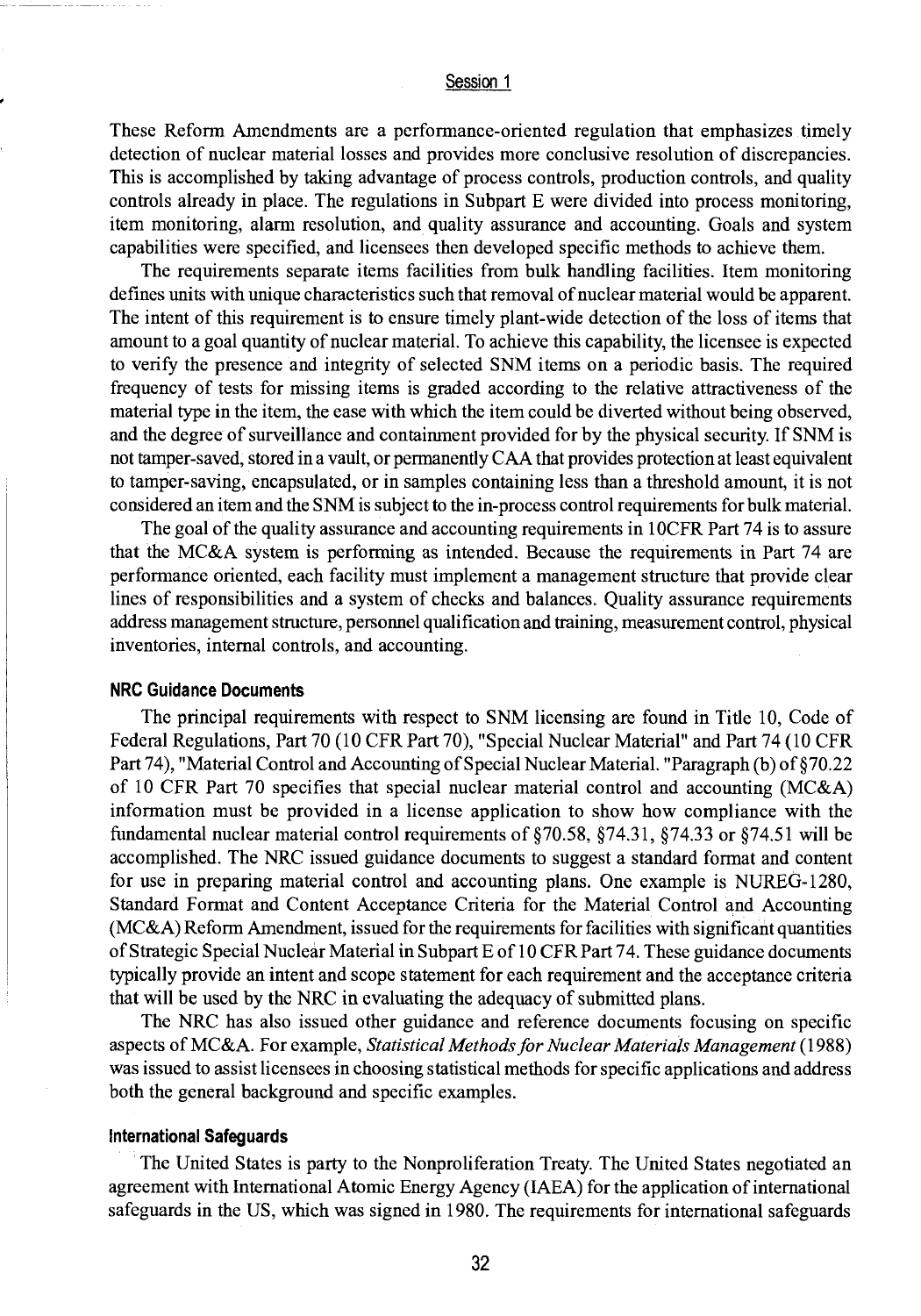These Reform Amendments are a performance-oriented regulation that emphasizes timely detection of nuclear material losses and provides more conclusive resolution of discrepancies. This is accomplished by taking advantage of process controls, production controls, and quality controls already in place. The regulations in Subpart E were divided into process monitoring, item monitoring, alarm resolution, and quality assurance and accounting. Goals and system capabilities were specified, and licensees then developed specific methods to achieve them.

The requirements separate items facilities from bulk handling facilities. Item monitoring defines units with unique characteristics such that removal of nuclear material would be apparent. The intent of this requirement is to ensure timely plant-wide detection of the loss of items that amount to a goal quantity of nuclear material. To achieve this capability, the licensee is expected to verify the presence and integrity of selected SNM items on a periodic basis. The required frequency of tests for missing items is graded according to the relative attractiveness of the material type in the item, the ease with which the item could be diverted without being observed, and the degree of surveillance and containment provided for by the physical security. If SNM is not tamper-saved, stored in a vault, or permanently CAA that provides protection at least equivalent to tamper-saving, encapsulated, or in samples containing less than a threshold amount, it is not considered an item and the SNM is subject to the in-process control requirements for bulk material.

The goal of the quality assurance and accounting requirements in 10CFR Part 74 is to assure that the MC&A system is performing as intended. Because the requirements in Part 74 are performance oriented, each facility must implement a management structure that provide clear lines of responsibilities and a system of checks and balances. Quality assurance requirements address management structure, personnel qualification and training, measurement control, physical inventories, internal controls, and accounting.

### NRC Guidance Documents

The principal requirements with respect to SNM licensing are found in Title 10, Code of Federal Regulations, Part 70 (10 CFR Part 70), "Special Nuclear Material" and Part 74 (10 CFR Part 74), "Material Control and Accounting of Special Nuclear Material. "Paragraph (b) of §70.22 of 10 CFR Part 70 specifies that special nuclear material control and accounting (MC&A) information must be provided in a license application to show how compliance with the fundamental nuclear material control requirements of §70.58, §74.31, §74.33 or §74.51 will be accomplished. The NRC issued guidance documents to suggest a standard format and content for use in preparing material control and accounting plans. One example is NUREG-1280, Standard Format and Content Acceptance Criteria for the Material Control and Accounting (MC&A) Reform Amendment, issued for the requirements for facilities with significant quantities of Strategic Special Nuclear Material in Subpart E of 10 CFR Part 74. These guidance documents typically provide an intent and scope statement for each requirement and the acceptance criteria that will be used by the NRC in evaluating the adequacy of submitted plans.

The NRC has also issued other guidance and reference documents focusing on specific aspects of MC&A. For example, *Statistical Methods for Nuclear Materials Management* (1988) was issued to assist licensees in choosing statistical methods for specific applications and address both the general background and specific examples.

### International Safeguards

The United States is party to the Nonproliferation Treaty. The United States negotiated an agreement with International Atomic Energy Agency (IAEA) for the application of international safeguards in the US, which was signed in 1980. The requirements for international safeguards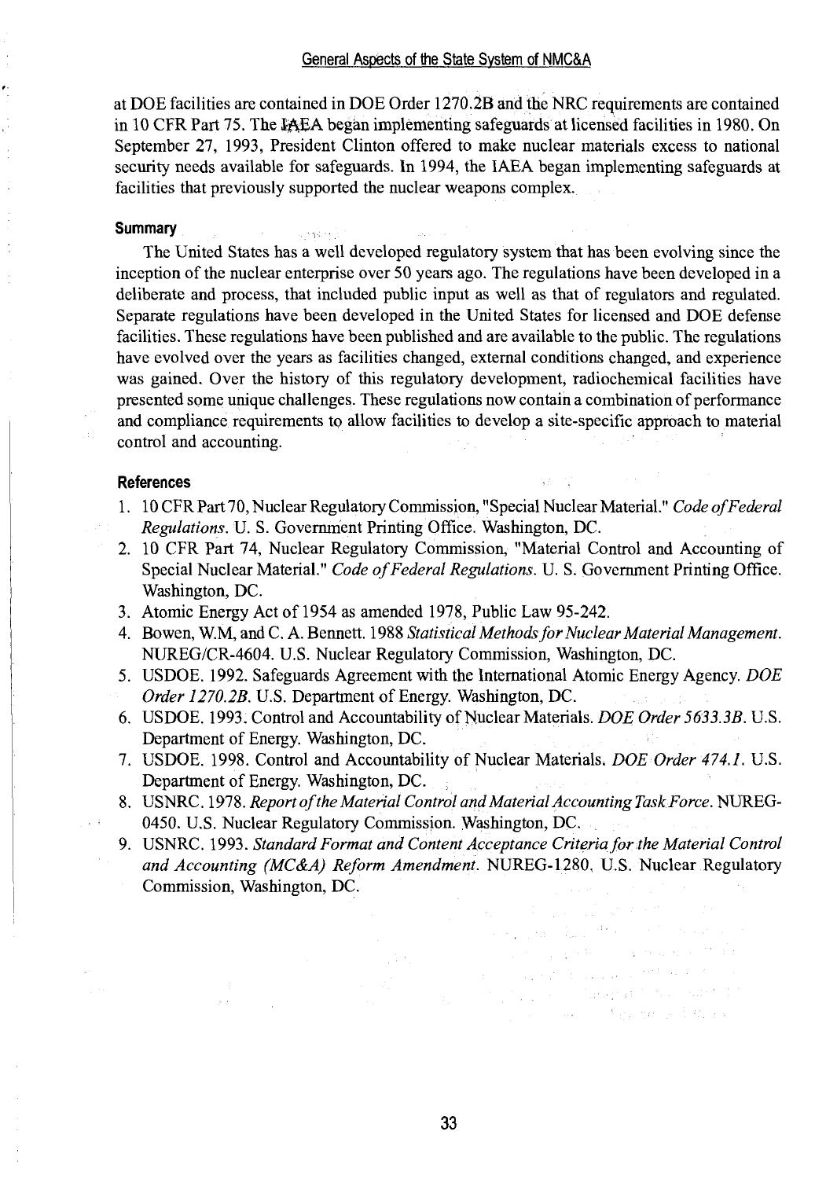at DOE facilities are contained in DOE Order 1270.2B and the NRC requirements are contained in 10 CFR Part 75. The IAEA began implementing safeguards at licensed facilities in 1980. On September 27, 1993, President Clinton offered to make nuclear materials excess to national security needs available for safeguards. In 1994, the IAEA began implementing safeguards at facilities that previously supported the nuclear weapons complex.

#### Summary

The United States has a well developed regulatory system that has been evolving since the inception of the nuclear enterprise over 50 years ago. The regulations have been developed in a deliberate and process, that included public input as well as that of regulators and regulated. Separate regulations have been developed in the United States for licensed and DOE defense facilities. These regulations have been published and are available to the public. The regulations have evolved over the years as facilities changed, external conditions changed, and experience was gained. Over the history of this regulatory development, radiochemical facilities have presented some unique challenges. These regulations now contain a combination of performance and compliance requirements to allow facilities to develop a site-specific approach to material control and accounting.

#### References

1. 10 CFR Part 70, Nuclear Regulatory Commission, "Special Nuclear Material." *Code of Federal Regulations*. U. S. Government Printing Office. Washington, DC.
2. 10 CFR Part 74, Nuclear Regulatory Commission, "Material Control and Accounting of Special Nuclear Material." *Code of Federal Regulations*. U. S. Government Printing Office. Washington, DC.
3. Atomic Energy Act of 1954 as amended 1978, Public Law 95-242.
4. Bowen, W.M, and C. A. Bennett. 1988 *Statistical Methods for Nuclear Material Management*. NUREG/CR-4604. U.S. Nuclear Regulatory Commission, Washington, DC.
5. USDOE. 1992. Safeguards Agreement with the International Atomic Energy Agency. *DOE Order 1270.2B*. U.S. Department of Energy. Washington, DC.
6. USDOE. 1993. Control and Accountability of Nuclear Materials. *DOE Order 5633.3B*. U.S. Department of Energy. Washington, DC.
7. USDOE. 1998. Control and Accountability of Nuclear Materials. *DOE Order 474.1*. U.S. Department of Energy. Washington, DC.
8. USNRC. 1978. *Report of the Material Control and Material Accounting Task Force*. NUREG-0450. U.S. Nuclear Regulatory Commission. Washington, DC.
9. USNRC. 1993. *Standard Format and Content Acceptance Criteria for the Material Control and Accounting (MC&A) Reform Amendment*. NUREG-1280, U.S. Nuclear Regulatory Commission, Washington, DC.